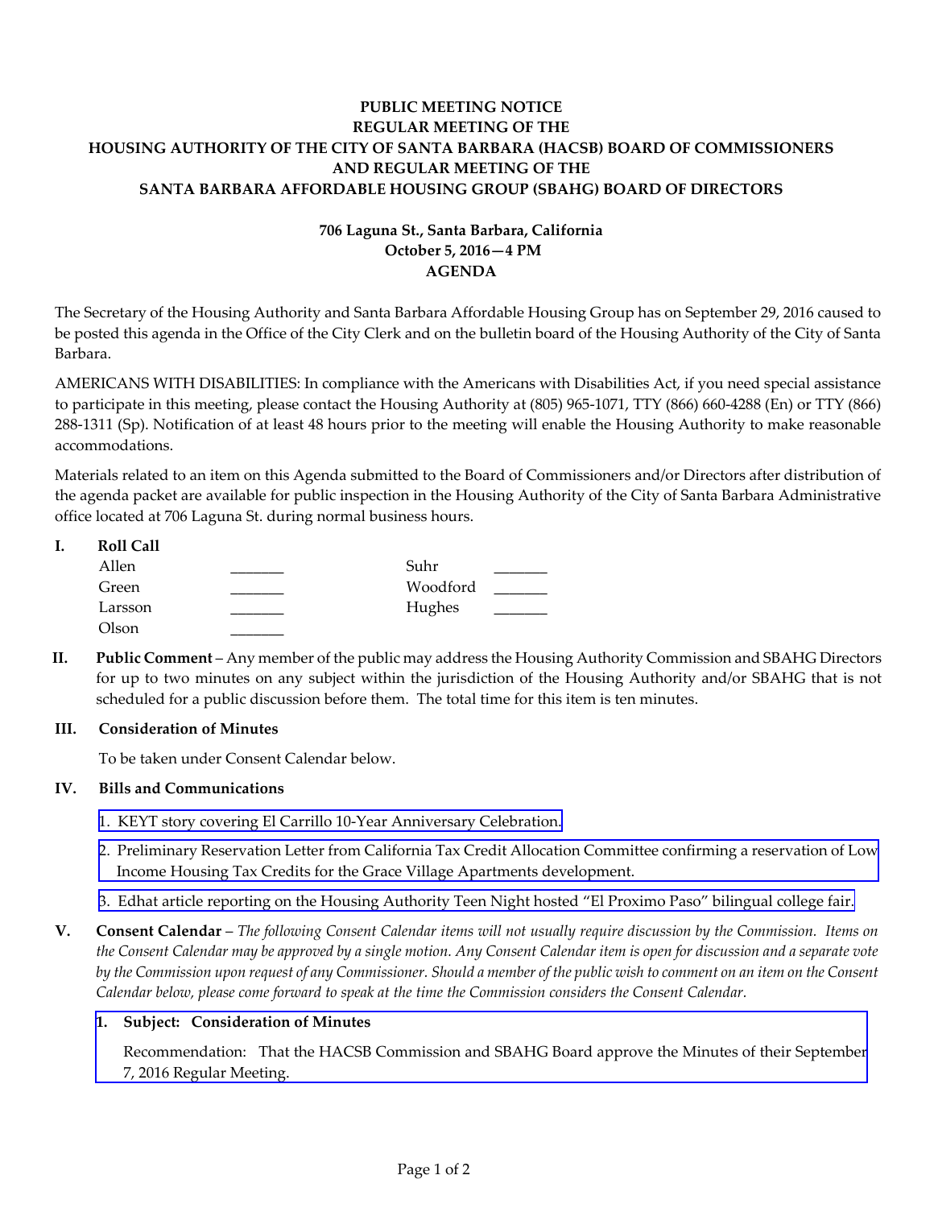**PUBLIC MEETING NOTICE**
**REGULAR MEETING OF THE**
**HOUSING AUTHORITY OF THE CITY OF SANTA BARBARA (HACSB) BOARD OF COMMISSIONERS**
**AND REGULAR MEETING OF THE**
**SANTA BARBARA AFFORDABLE HOUSING GROUP (SBAHG) BOARD OF DIRECTORS**

**706 Laguna St., Santa Barbara, California**
**October 5, 2016—4 PM**
**AGENDA**

The Secretary of the Housing Authority and Santa Barbara Affordable Housing Group has on September 29, 2016 caused to be posted this agenda in the Office of the City Clerk and on the bulletin board of the Housing Authority of the City of Santa Barbara.

AMERICANS WITH DISABILITIES: In compliance with the Americans with Disabilities Act, if you need special assistance to participate in this meeting, please contact the Housing Authority at (805) 965-1071, TTY (866) 660-4288 (En) or TTY (866) 288-1311 (Sp). Notification of at least 48 hours prior to the meeting will enable the Housing Authority to make reasonable accommodations.

Materials related to an item on this Agenda submitted to the Board of Commissioners and/or Directors after distribution of the agenda packet are available for public inspection in the Housing Authority of the City of Santa Barbara Administrative office located at 706 Laguna St. during normal business hours.

**I. Roll Call**

| | | | |
|---|---|---|---|
| Allen | _______ | Suhr | _______ |
| Green | _______ | Woodford | _______ |
| Larsson | _______ | Hughes | _______ |
| Olson | _______ | | |

**II. Public Comment** – Any member of the public may address the Housing Authority Commission and SBAHG Directors for up to two minutes on any subject within the jurisdiction of the Housing Authority and/or SBAHG that is not scheduled for a public discussion before them. The total time for this item is ten minutes.

**III. Consideration of Minutes**

To be taken under Consent Calendar below.

**IV. Bills and Communications**

1. KEYT story covering El Carrillo 10-Year Anniversary Celebration.
2. Preliminary Reservation Letter from California Tax Credit Allocation Committee confirming a reservation of Low Income Housing Tax Credits for the Grace Village Apartments development.
3. Edhat article reporting on the Housing Authority Teen Night hosted "El Proximo Paso" bilingual college fair.

**V. Consent Calendar** – *The following Consent Calendar items will not usually require discussion by the Commission. Items on the Consent Calendar may be approved by a single motion. Any Consent Calendar item is open for discussion and a separate vote by the Commission upon request of any Commissioner. Should a member of the public wish to comment on an item on the Consent Calendar below, please come forward to speak at the time the Commission considers the Consent Calendar.*

**1. Subject: Consideration of Minutes**

Recommendation: That the HACSB Commission and SBAHG Board approve the Minutes of their September 7, 2016 Regular Meeting.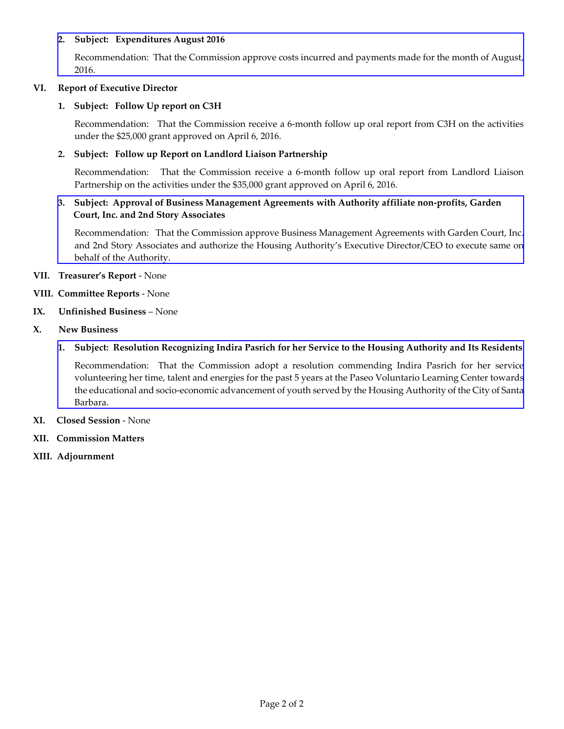**2. Subject: Expenditures August 2016**

Recommendation: That the Commission approve costs incurred and payments made for the month of August, 2016.

**VI. Report of Executive Director**

**1. Subject: Follow Up report on C3H**

Recommendation: That the Commission receive a 6-month follow up oral report from C3H on the activities under the $25,000 grant approved on April 6, 2016.

**2. Subject: Follow up Report on Landlord Liaison Partnership**

Recommendation: That the Commission receive a 6-month follow up oral report from Landlord Liaison Partnership on the activities under the $35,000 grant approved on April 6, 2016.

**3. Subject: Approval of Business Management Agreements with Authority affiliate non-profits, Garden Court, Inc. and 2nd Story Associates**

Recommendation: That the Commission approve Business Management Agreements with Garden Court, Inc. and 2nd Story Associates and authorize the Housing Authority's Executive Director/CEO to execute same on behalf of the Authority.

**VII. Treasurer's Report** - None

**VIII. Committee Reports** - None

**IX. Unfinished Business** – None

**X. New Business**

**1. Subject: Resolution Recognizing Indira Pasrich for her Service to the Housing Authority and Its Residents**

Recommendation: That the Commission adopt a resolution commending Indira Pasrich for her service volunteering her time, talent and energies for the past 5 years at the Paseo Voluntario Learning Center towards the educational and socio-economic advancement of youth served by the Housing Authority of the City of Santa Barbara.

**XI. Closed Session** - None

**XII. Commission Matters**

**XIII. Adjournment**